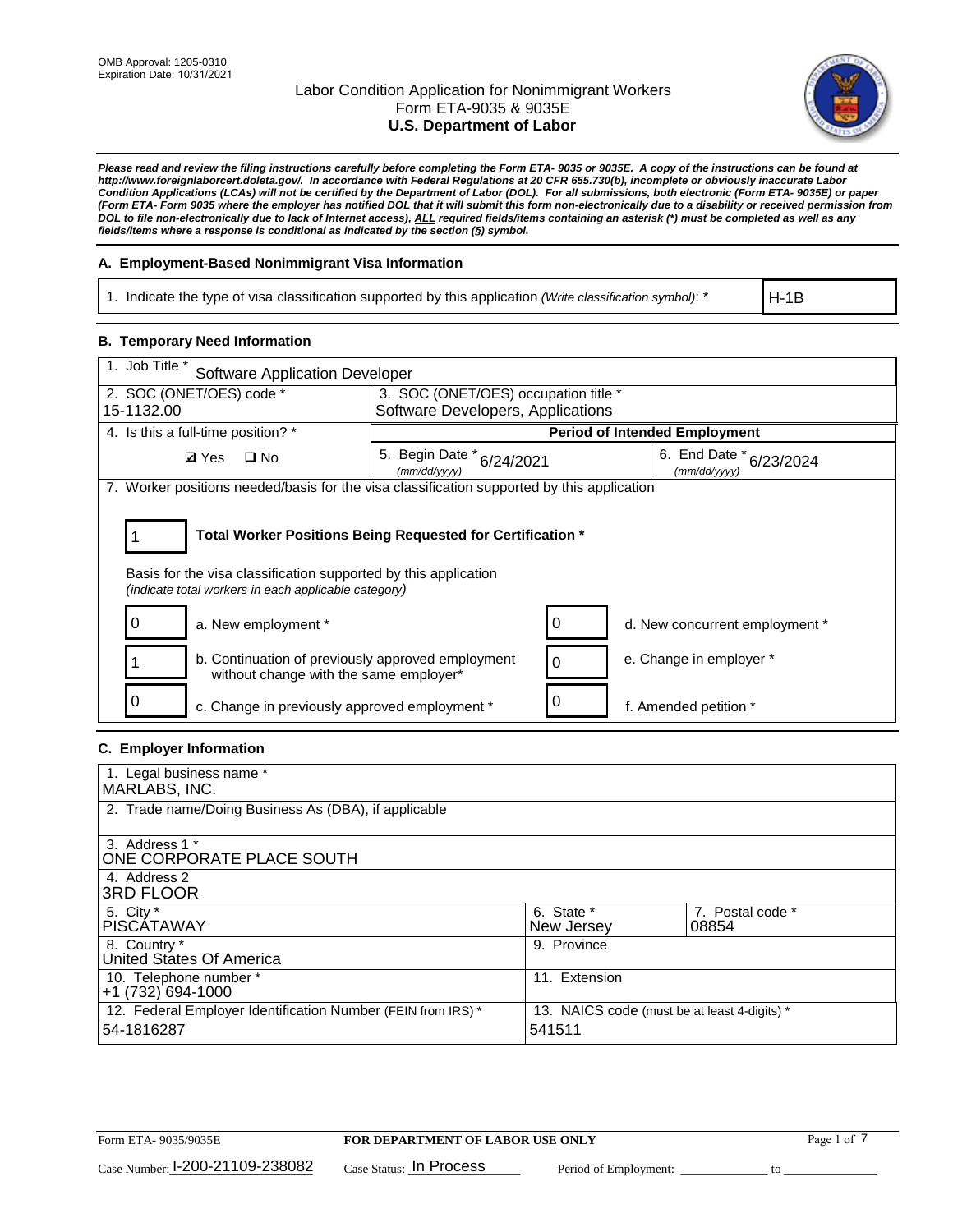OMB Approval: 1205-0310
Expiration Date: 10/31/2021

# Labor Condition Application for Nonimmigrant Workers
## Form ETA-9035 & 9035E
## U.S. Department of Labor

***Please read and review the filing instructions carefully before completing the Form ETA- 9035 or 9035E. A copy of the instructions can be found at http://www.foreignlaborcert.doleta.gov/. In accordance with Federal Regulations at 20 CFR 655.730(b), incomplete or obviously inaccurate Labor Condition Applications (LCAs) will not be certified by the Department of Labor (DOL). For all submissions, both electronic (Form ETA- 9035E) or paper (Form ETA- Form 9035 where the employer has notified DOL that it will submit this form non-electronically due to a disability or received permission from DOL to file non-electronically due to lack of Internet access), ALL required fields/items containing an asterisk (*) must be completed as well as any fields/items where a response is conditional as indicated by the section (§) symbol.***

### A. Employment-Based Nonimmigrant Visa Information

| 1. Indicate the type of visa classification supported by this application *(Write classification symbol)*: * | H-1B |
|---|---|

### B. Temporary Need Information

| 1. Job Title * Software Application Developer | | |
|---|---|---|
| 2. SOC (ONET/OES) code * 15-1132.00 | 3. SOC (ONET/OES) occupation title * Software Developers, Applications | |
| 4. Is this a full-time position? * | **Period of Intended Employment** | |
| ☑ Yes ☐ No | 5. Begin Date * (mm/dd/yyyy) 6/24/2021 | 6. End Date * (mm/dd/yyyy) 6/23/2024 |

7. Worker positions needed/basis for the visa classification supported by this application

**1 — Total Worker Positions Being Requested for Certification ***

Basis for the visa classification supported by this application
*(indicate total workers in each applicable category)*

| Count | Category | Count | Category |
|---|---|---|---|
| 0 | a. New employment * | 0 | d. New concurrent employment * |
| 1 | b. Continuation of previously approved employment without change with the same employer* | 0 | e. Change in employer * |
| 0 | c. Change in previously approved employment * | 0 | f. Amended petition * |

### C. Employer Information

| 1. Legal business name * MARLABS, INC. | | |
|---|---|---|
| 2. Trade name/Doing Business As (DBA), if applicable | | |
| 3. Address 1 * ONE CORPORATE PLACE SOUTH | | |
| 4. Address 2 3RD FLOOR | | |
| 5. City * PISCATAWAY | 6. State * New Jersey | 7. Postal code * 08854 |
| 8. Country * United States Of America | 9. Province | |
| 10. Telephone number * +1 (732) 694-1000 | 11. Extension | |
| 12. Federal Employer Identification Number (FEIN from IRS) * 54-1816287 | 13. NAICS code (must be at least 4-digits) * 541511 | |

Form ETA- 9035/9035E — **FOR DEPARTMENT OF LABOR USE ONLY**

Case Number: I-200-21109-238082 Case Status: In Process Period of Employment: _____________ to _____________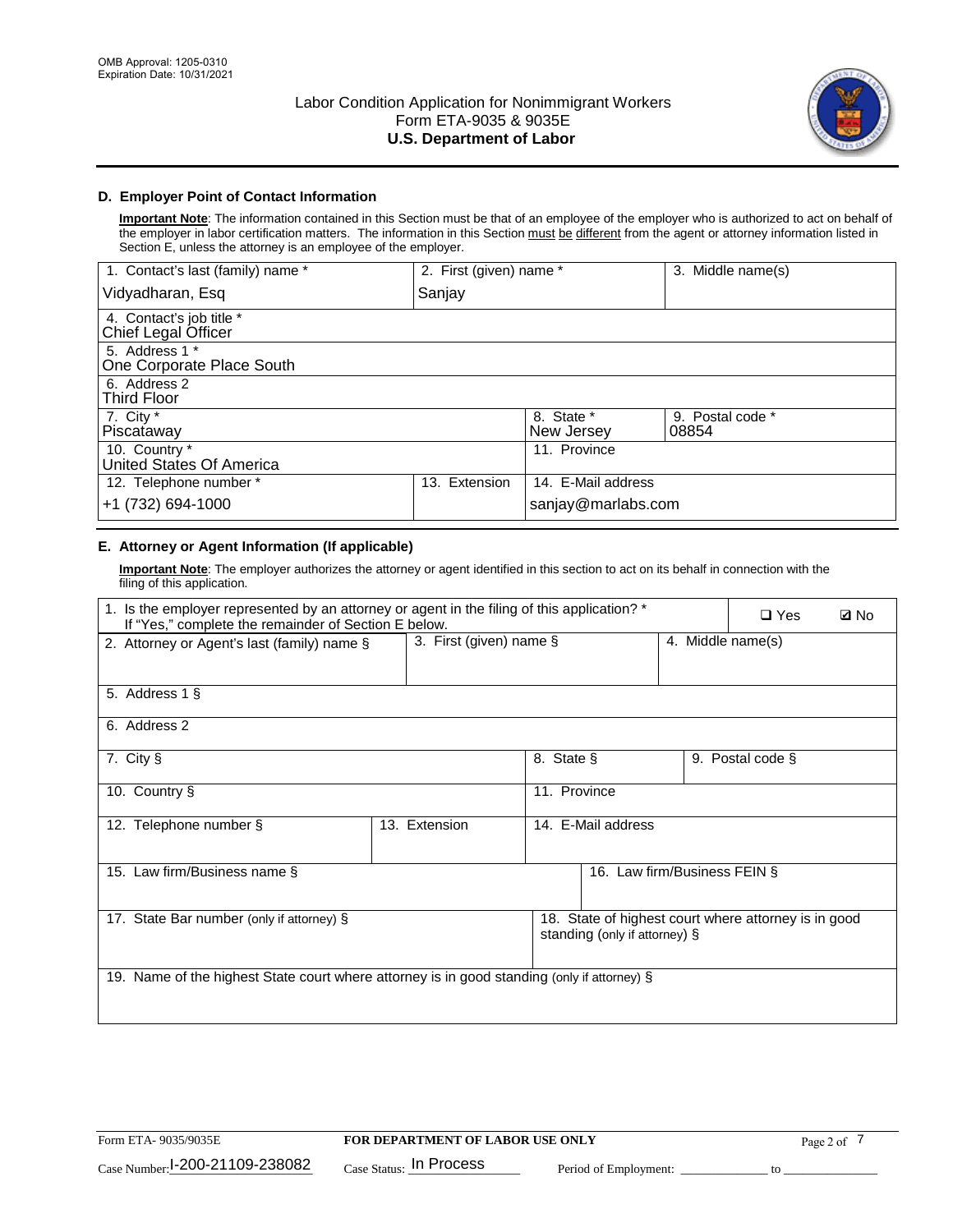## D. Employer Point of Contact Information

**Important Note**: The information contained in this Section must be that of an employee of the employer who is authorized to act on behalf of the employer in labor certification matters. The information in this Section must be different from the agent or attorney information listed in Section E, unless the attorney is an employee of the employer.

| 1. Contact's last (family) name * | 2. First (given) name * | 3. Middle name(s) |
|---|---|---|
| Vidyadharan, Esq | Sanjay | |

| 4. Contact's job title * |
|---|
| Chief Legal Officer |
| 5. Address 1 * |
| One Corporate Place South |
| 6. Address 2 |
| Third Floor |

| 7. City * | 8. State * | 9. Postal code * |
|---|---|---|
| Piscataway | New Jersey | 08854 |
| 10. Country * | 11. Province | |
| United States Of America | | |

| 12. Telephone number * | 13. Extension | 14. E-Mail address |
|---|---|---|
| +1 (732) 694-1000 | | sanjay@marlabs.com |

## E. Attorney or Agent Information (If applicable)

**Important Note**: The employer authorizes the attorney or agent identified in this section to act on its behalf in connection with the filing of this application.

| 1. Is the employer represented by an attorney or agent in the filing of this application? * If "Yes," complete the remainder of Section E below. | ❑ Yes | ☑ No |
|---|---|---|

| 2. Attorney or Agent's last (family) name § | 3. First (given) name § | 4. Middle name(s) |
|---|---|---|
| | | |

| 5. Address 1 § |
|---|
| |
| 6. Address 2 |
| |

| 7. City § | 8. State § | 9. Postal code § |
|---|---|---|
| | | |
| 10. Country § | 11. Province | |
| | | |

| 12. Telephone number § | 13. Extension | 14. E-Mail address |
|---|---|---|
| | | |

| 15. Law firm/Business name § | 16. Law firm/Business FEIN § |
|---|---|
| | |

| 17. State Bar number (only if attorney) § | 18. State of highest court where attorney is in good standing (only if attorney) § |
|---|---|
| | |

| 19. Name of the highest State court where attorney is in good standing (only if attorney) § |
|---|
| |

Form ETA- 9035/9035E — FOR DEPARTMENT OF LABOR USE ONLY

Case Number: I-200-21109-238082 Case Status: In Process Period of Employment: ____________ to ____________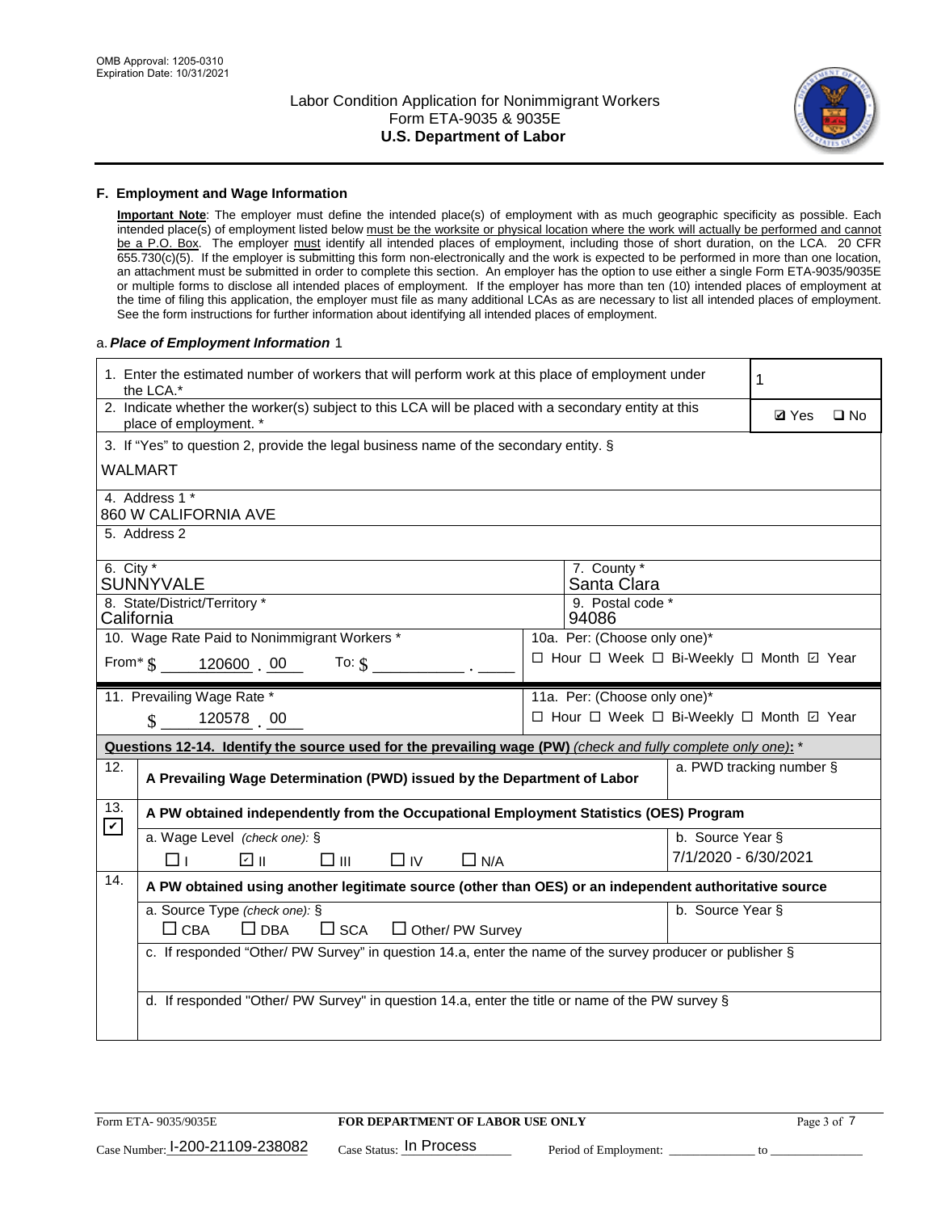OMB Approval: 1205-0310
Expiration Date: 10/31/2021

# Labor Condition Application for Nonimmigrant Workers
## Form ETA-9035 & 9035E
## U.S. Department of Labor

### F. Employment and Wage Information

**Important Note**: The employer must define the intended place(s) of employment with as much geographic specificity as possible. Each intended place(s) of employment listed below must be the worksite or physical location where the work will actually be performed and cannot be a P.O. Box. The employer must identify all intended places of employment, including those of short duration, on the LCA. 20 CFR 655.730(c)(5). If the employer is submitting this form non-electronically and the work is expected to be performed in more than one location, an attachment must be submitted in order to complete this section. An employer has the option to use either a single Form ETA-9035/9035E or multiple forms to disclose all intended places of employment. If the employer has more than ten (10) intended places of employment at the time of filing this application, the employer must file as many additional LCAs as are necessary to list all intended places of employment. See the form instructions for further information about identifying all intended places of employment.

a. ***Place of Employment Information*** 1

| | |
|---|---|
| 1. Enter the estimated number of workers that will perform work at this place of employment under the LCA.* | 1 |
| 2. Indicate whether the worker(s) subject to this LCA will be placed with a secondary entity at this place of employment. * | ☑ Yes ☐ No |
| 3. If "Yes" to question 2, provide the legal business name of the secondary entity. § WALMART | |
| 4. Address 1 * 860 W CALIFORNIA AVE | |
| 5. Address 2 | |
| 6. City * SUNNYVALE | 7. County * Santa Clara |
| 8. State/District/Territory * California | 9. Postal code * 94086 |
| 10. Wage Rate Paid to Nonimmigrant Workers * From* $ 120600 . 00 To: $ ______ . ____ | 10a. Per: (Choose only one)* ☐ Hour ☐ Week ☐ Bi-Weekly ☐ Month ☑ Year |
| 11. Prevailing Wage Rate * $ 120578 . 00 | 11a. Per: (Choose only one)* ☐ Hour ☐ Week ☐ Bi-Weekly ☐ Month ☑ Year |

**Questions 12-14. Identify the source used for the prevailing wage (PW)** *(check and fully complete only one)*: *

| | | |
|---|---|---|
| 12. | **A Prevailing Wage Determination (PWD) issued by the Department of Labor** | a. PWD tracking number § |
| 13. ☑ | **A PW obtained independently from the Occupational Employment Statistics (OES) Program** | |
| | a. Wage Level *(check one)*: § ☐ I ☑ II ☐ III ☐ IV ☐ N/A | b. Source Year § 7/1/2020 - 6/30/2021 |
| 14. | **A PW obtained using another legitimate source (other than OES) or an independent authoritative source** | |
| | a. Source Type *(check one)*: § ☐ CBA ☐ DBA ☐ SCA ☐ Other/ PW Survey | b. Source Year § |
| | c. If responded "Other/ PW Survey" in question 14.a, enter the name of the survey producer or publisher § | |
| | d. If responded "Other/ PW Survey" in question 14.a, enter the title or name of the PW survey § | |

Form ETA- 9035/9035E **FOR DEPARTMENT OF LABOR USE ONLY**

Case Number: I-200-21109-238082 Case Status: In Process Period of Employment: ____________ to ____________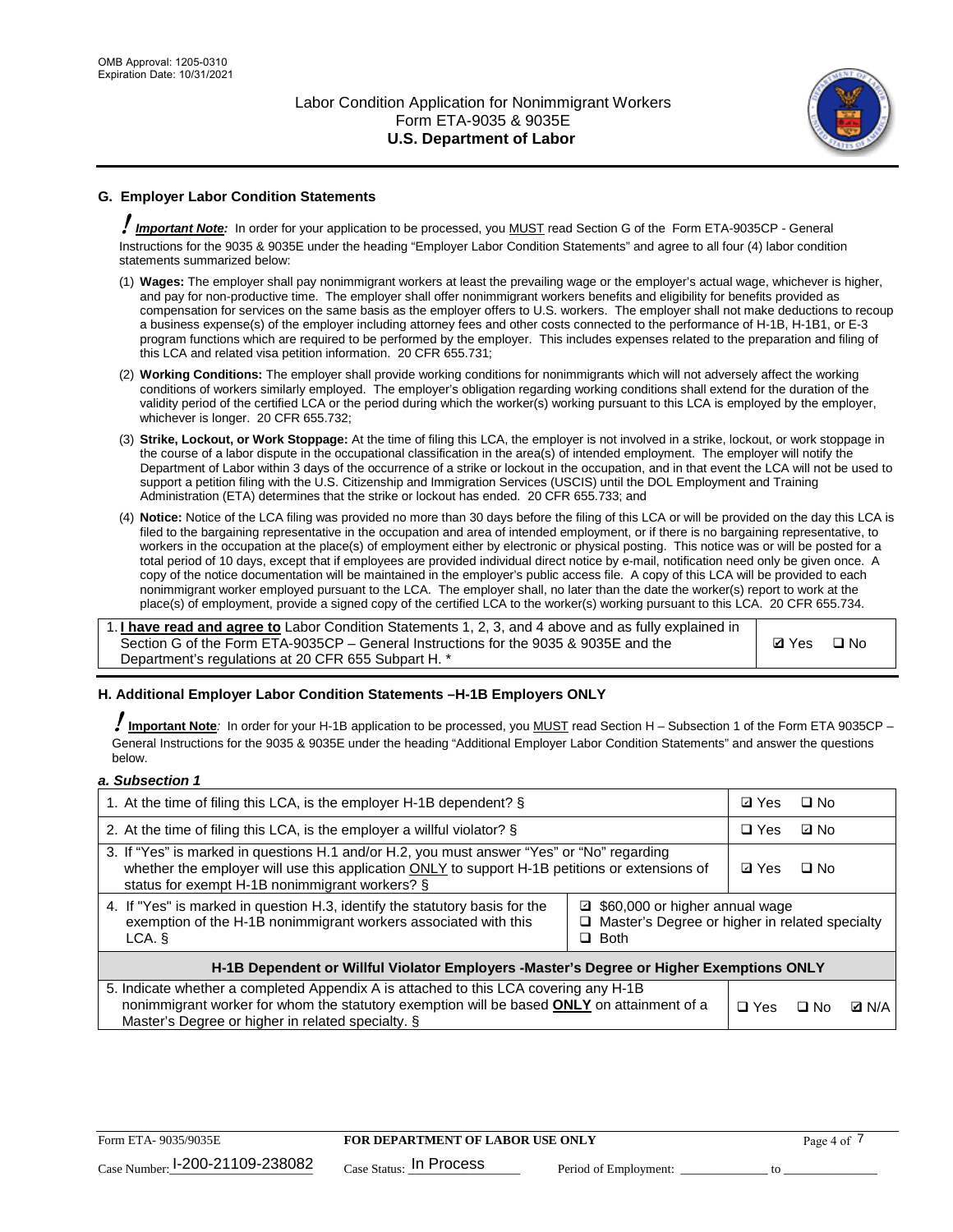## G. Employer Labor Condition Statements

***Important Note:*** In order for your application to be processed, you MUST read Section G of the Form ETA-9035CP - General Instructions for the 9035 & 9035E under the heading "Employer Labor Condition Statements" and agree to all four (4) labor condition statements summarized below:

(1) **Wages:** The employer shall pay nonimmigrant workers at least the prevailing wage or the employer's actual wage, whichever is higher, and pay for non-productive time. The employer shall offer nonimmigrant workers benefits and eligibility for benefits provided as compensation for services on the same basis as the employer offers to U.S. workers. The employer shall not make deductions to recoup a business expense(s) of the employer including attorney fees and other costs connected to the performance of H-1B, H-1B1, or E-3 program functions which are required to be performed by the employer. This includes expenses related to the preparation and filing of this LCA and related visa petition information. 20 CFR 655.731;

(2) **Working Conditions:** The employer shall provide working conditions for nonimmigrants which will not adversely affect the working conditions of workers similarly employed. The employer's obligation regarding working conditions shall extend for the duration of the validity period of the certified LCA or the period during which the worker(s) working pursuant to this LCA is employed by the employer, whichever is longer. 20 CFR 655.732;

(3) **Strike, Lockout, or Work Stoppage:** At the time of filing this LCA, the employer is not involved in a strike, lockout, or work stoppage in the course of a labor dispute in the occupational classification in the area(s) of intended employment. The employer will notify the Department of Labor within 3 days of the occurrence of a strike or lockout in the occupation, and in that event the LCA will not be used to support a petition filing with the U.S. Citizenship and Immigration Services (USCIS) until the DOL Employment and Training Administration (ETA) determines that the strike or lockout has ended. 20 CFR 655.733; and

(4) **Notice:** Notice of the LCA filing was provided no more than 30 days before the filing of this LCA or will be provided on the day this LCA is filed to the bargaining representative in the occupation and area of intended employment, or if there is no bargaining representative, to workers in the occupation at the place(s) of employment either by electronic or physical posting. This notice was or will be posted for a total period of 10 days, except that if employees are provided individual direct notice by e-mail, notification need only be given once. A copy of the notice documentation will be maintained in the employer's public access file. A copy of this LCA will be provided to each nonimmigrant worker employed pursuant to the LCA. The employer shall, no later than the date the worker(s) report to work at the place(s) of employment, provide a signed copy of the certified LCA to the worker(s) working pursuant to this LCA. 20 CFR 655.734.

| 1. **I have read and agree to** Labor Condition Statements 1, 2, 3, and 4 above and as fully explained in Section G of the Form ETA-9035CP – General Instructions for the 9035 & 9035E and the Department's regulations at 20 CFR 655 Subpart H. * | ☑ Yes ☐ No |
|---|---|

## H. Additional Employer Labor Condition Statements –H-1B Employers ONLY

***Important Note***: In order for your H-1B application to be processed, you MUST read Section H – Subsection 1 of the Form ETA 9035CP – General Instructions for the 9035 & 9035E under the heading "Additional Employer Labor Condition Statements" and answer the questions below.

***a. Subsection 1***

| | | |
|---|---|---|
| 1. At the time of filing this LCA, is the employer H-1B dependent? § | | ☑ Yes ☐ No |
| 2. At the time of filing this LCA, is the employer a willful violator? § | | ☐ Yes ☑ No |
| 3. If "Yes" is marked in questions H.1 and/or H.2, you must answer "Yes" or "No" regarding whether the employer will use this application ONLY to support H-1B petitions or extensions of status for exempt H-1B nonimmigrant workers? § | | ☑ Yes ☐ No |
| 4. If "Yes" is marked in question H.3, identify the statutory basis for the exemption of the H-1B nonimmigrant workers associated with this LCA. § | ☑ $60,000 or higher annual wage<br>☐ Master's Degree or higher in related specialty<br>☐ Both | |
| **H-1B Dependent or Willful Violator Employers -Master's Degree or Higher Exemptions ONLY** | | |
| 5. Indicate whether a completed Appendix A is attached to this LCA covering any H-1B nonimmigrant worker for whom the statutory exemption will be based **ONLY** on attainment of a Master's Degree or higher in related specialty. § | | ☐ Yes ☐ No ☑ N/A |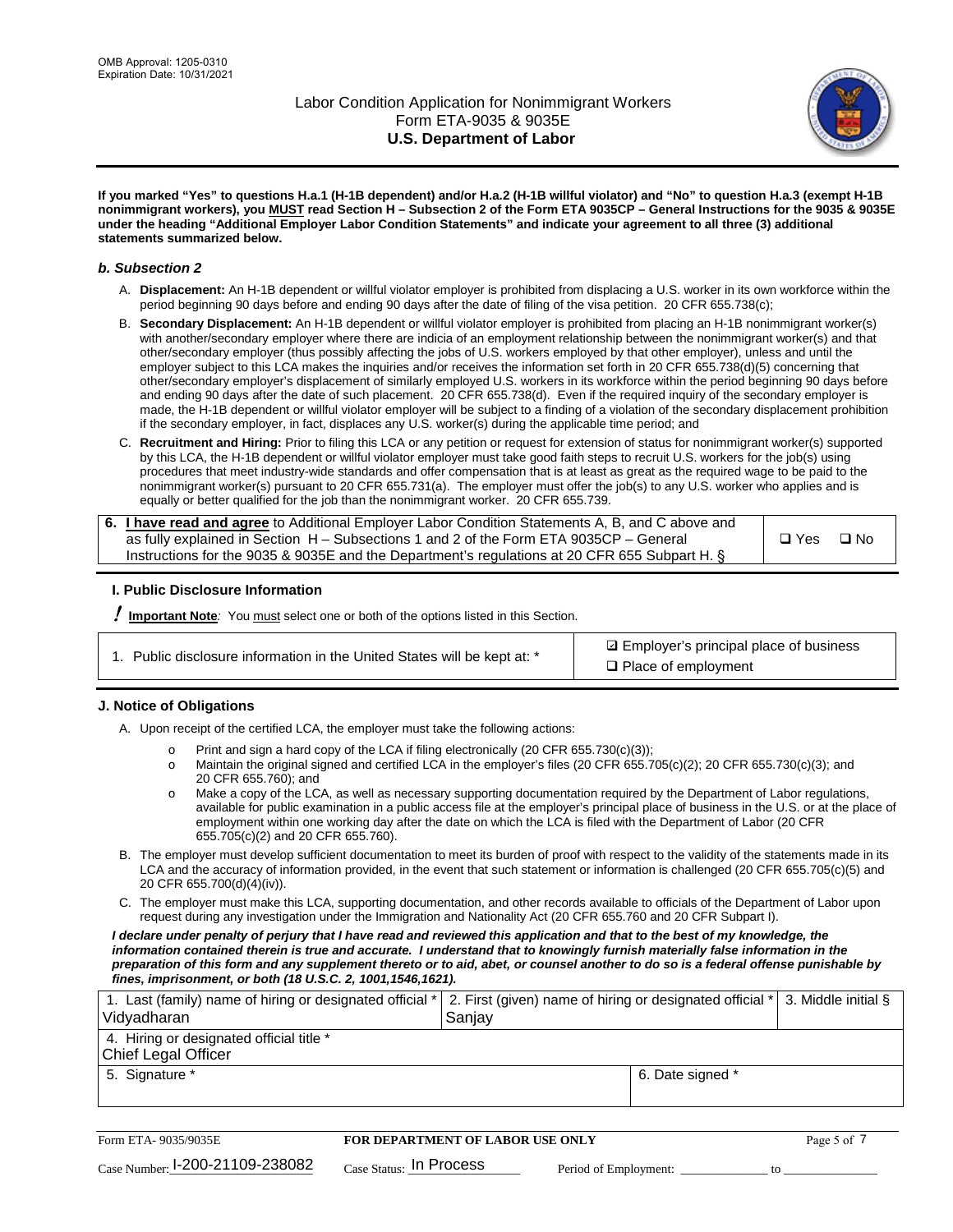**If you marked "Yes" to questions H.a.1 (H-1B dependent) and/or H.a.2 (H-1B willful violator) and "No" to question H.a.3 (exempt H-1B nonimmigrant workers), you MUST read Section H – Subsection 2 of the Form ETA 9035CP – General Instructions for the 9035 & 9035E under the heading "Additional Employer Labor Condition Statements" and indicate your agreement to all three (3) additional statements summarized below.**

### *b. Subsection 2*

A. **Displacement:** An H-1B dependent or willful violator employer is prohibited from displacing a U.S. worker in its own workforce within the period beginning 90 days before and ending 90 days after the date of filing of the visa petition. 20 CFR 655.738(c);

B. **Secondary Displacement:** An H-1B dependent or willful violator employer is prohibited from placing an H-1B nonimmigrant worker(s) with another/secondary employer where there are indicia of an employment relationship between the nonimmigrant worker(s) and that other/secondary employer (thus possibly affecting the jobs of U.S. workers employed by that other employer), unless and until the employer subject to this LCA makes the inquiries and/or receives the information set forth in 20 CFR 655.738(d)(5) concerning that other/secondary employer's displacement of similarly employed U.S. workers in its workforce within the period beginning 90 days before and ending 90 days after the date of such placement. 20 CFR 655.738(d). Even if the required inquiry of the secondary employer is made, the H-1B dependent or willful violator employer will be subject to a finding of a violation of the secondary displacement prohibition if the secondary employer, in fact, displaces any U.S. worker(s) during the applicable time period; and

C. **Recruitment and Hiring:** Prior to filing this LCA or any petition or request for extension of status for nonimmigrant worker(s) supported by this LCA, the H-1B dependent or willful violator employer must take good faith steps to recruit U.S. workers for the job(s) using procedures that meet industry-wide standards and offer compensation that is at least as great as the required wage to be paid to the nonimmigrant worker(s) pursuant to 20 CFR 655.731(a). The employer must offer the job(s) to any U.S. worker who applies and is equally or better qualified for the job than the nonimmigrant worker. 20 CFR 655.739.

| 6. **I have read and agree** to Additional Employer Labor Condition Statements A, B, and C above and as fully explained in Section H – Subsections 1 and 2 of the Form ETA 9035CP – General Instructions for the 9035 & 9035E and the Department's regulations at 20 CFR 655 Subpart H. § | ❑ Yes ❑ No |
|---|---|

## I. Public Disclosure Information

**! Important Note***:* You must select one or both of the options listed in this Section.

| 1. Public disclosure information in the United States will be kept at: * | ☑ Employer's principal place of business<br>❑ Place of employment |
|---|---|

## J. Notice of Obligations

A. Upon receipt of the certified LCA, the employer must take the following actions:

- o Print and sign a hard copy of the LCA if filing electronically (20 CFR 655.730(c)(3));
- o Maintain the original signed and certified LCA in the employer's files (20 CFR 655.705(c)(2); 20 CFR 655.730(c)(3); and 20 CFR 655.760); and
- o Make a copy of the LCA, as well as necessary supporting documentation required by the Department of Labor regulations, available for public examination in a public access file at the employer's principal place of business in the U.S. or at the place of employment within one working day after the date on which the LCA is filed with the Department of Labor (20 CFR 655.705(c)(2) and 20 CFR 655.760).

B. The employer must develop sufficient documentation to meet its burden of proof with respect to the validity of the statements made in its LCA and the accuracy of information provided, in the event that such statement or information is challenged (20 CFR 655.705(c)(5) and 20 CFR 655.700(d)(4)(iv)).

C. The employer must make this LCA, supporting documentation, and other records available to officials of the Department of Labor upon request during any investigation under the Immigration and Nationality Act (20 CFR 655.760 and 20 CFR Subpart I).

***I declare under penalty of perjury that I have read and reviewed this application and that to the best of my knowledge, the information contained therein is true and accurate. I understand that to knowingly furnish materially false information in the preparation of this form and any supplement thereto or to aid, abet, or counsel another to do so is a federal offense punishable by fines, imprisonment, or both (18 U.S.C. 2, 1001,1546,1621).***

| 1. Last (family) name of hiring or designated official *<br>Vidyadharan | 2. First (given) name of hiring or designated official *<br>Sanjay | 3. Middle initial § |
|---|---|---|
| 4. Hiring or designated official title *<br>Chief Legal Officer | | |
| 5. Signature * | 6. Date signed * | |

Form ETA- 9035/9035E | **FOR DEPARTMENT OF LABOR USE ONLY**

Case Number: I-200-21109-238082 Case Status: In Process Period of Employment: _____________ to _____________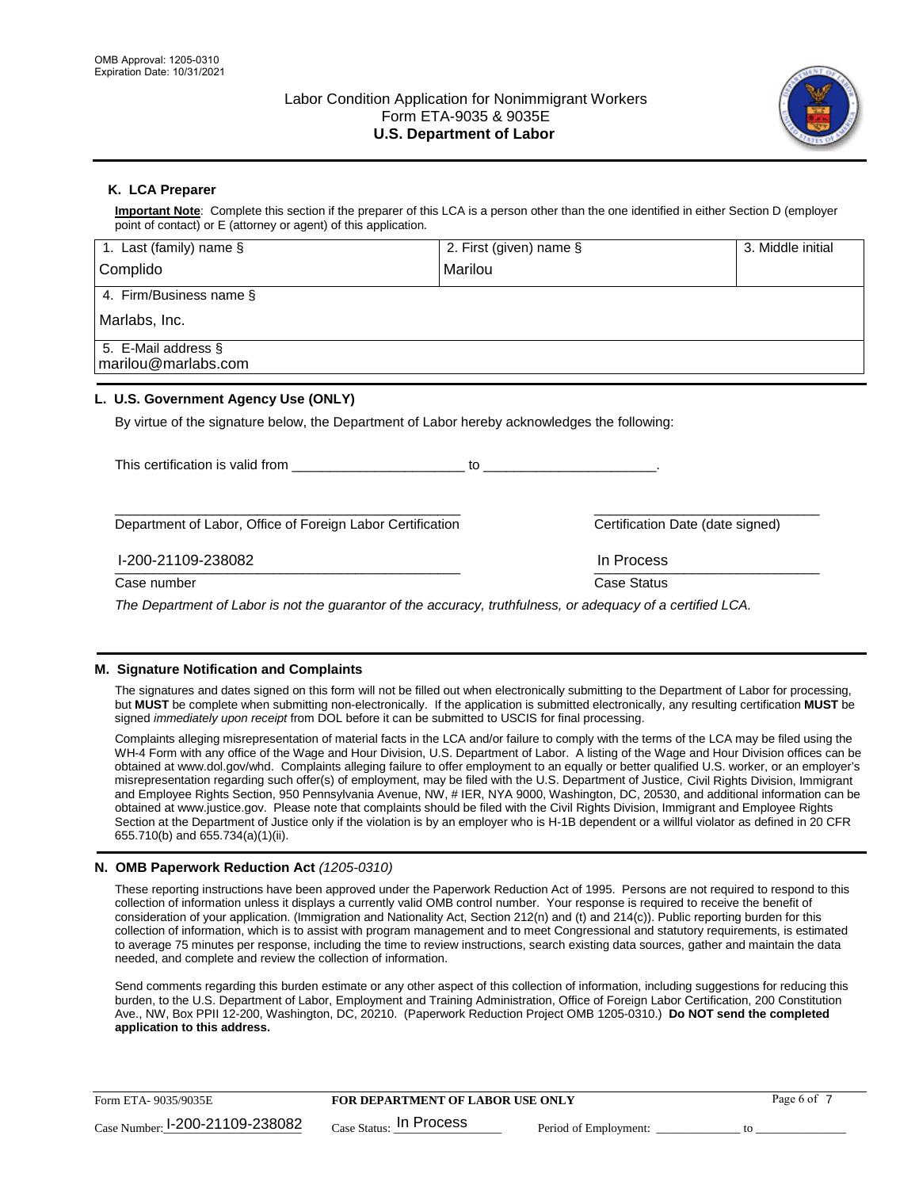OMB Approval: 1205-0310
Expiration Date: 10/31/2021

# Labor Condition Application for Nonimmigrant Workers
## Form ETA-9035 & 9035E
## U.S. Department of Labor

### K. LCA Preparer

**Important Note**: Complete this section if the preparer of this LCA is a person other than the one identified in either Section D (employer point of contact) or E (attorney or agent) of this application.

| 1. Last (family) name § | 2. First (given) name § | 3. Middle initial |
|---|---|---|
| Complido | Marilou | |
| 4. Firm/Business name § | | |
| Marlabs, Inc. | | |
| 5. E-Mail address § | | |
| marilou@marlabs.com | | |

### L. U.S. Government Agency Use (ONLY)

By virtue of the signature below, the Department of Labor hereby acknowledges the following:

This certification is valid from ______________________ to ______________________.

_______________________________________________ Department of Labor, Office of Foreign Labor Certification

_______________________________ Certification Date (date signed)

I-200-21109-238082
Case number

In Process
Case Status

*The Department of Labor is not the guarantor of the accuracy, truthfulness, or adequacy of a certified LCA.*

### M. Signature Notification and Complaints

The signatures and dates signed on this form will not be filled out when electronically submitting to the Department of Labor for processing, but **MUST** be complete when submitting non-electronically. If the application is submitted electronically, any resulting certification **MUST** be signed *immediately upon receipt* from DOL before it can be submitted to USCIS for final processing.

Complaints alleging misrepresentation of material facts in the LCA and/or failure to comply with the terms of the LCA may be filed using the WH-4 Form with any office of the Wage and Hour Division, U.S. Department of Labor. A listing of the Wage and Hour Division offices can be obtained at www.dol.gov/whd. Complaints alleging failure to offer employment to an equally or better qualified U.S. worker, or an employer's misrepresentation regarding such offer(s) of employment, may be filed with the U.S. Department of Justice, Civil Rights Division, Immigrant and Employee Rights Section, 950 Pennsylvania Avenue, NW, # IER, NYA 9000, Washington, DC, 20530, and additional information can be obtained at www.justice.gov. Please note that complaints should be filed with the Civil Rights Division, Immigrant and Employee Rights Section at the Department of Justice only if the violation is by an employer who is H-1B dependent or a willful violator as defined in 20 CFR 655.710(b) and 655.734(a)(1)(ii).

### N. OMB Paperwork Reduction Act *(1205-0310)*

These reporting instructions have been approved under the Paperwork Reduction Act of 1995. Persons are not required to respond to this collection of information unless it displays a currently valid OMB control number. Your response is required to receive the benefit of consideration of your application. (Immigration and Nationality Act, Section 212(n) and (t) and 214(c)). Public reporting burden for this collection of information, which is to assist with program management and to meet Congressional and statutory requirements, is estimated to average 75 minutes per response, including the time to review instructions, search existing data sources, gather and maintain the data needed, and complete and review the collection of information.

Send comments regarding this burden estimate or any other aspect of this collection of information, including suggestions for reducing this burden, to the U.S. Department of Labor, Employment and Training Administration, Office of Foreign Labor Certification, 200 Constitution Ave., NW, Box PPII 12-200, Washington, DC, 20210. (Paperwork Reduction Project OMB 1205-0310.) **Do NOT send the completed application to this address.**

Form ETA- 9035/9035E | **FOR DEPARTMENT OF LABOR USE ONLY**

Case Number: I-200-21109-238082 Case Status: In Process Period of Employment: _____________ to _____________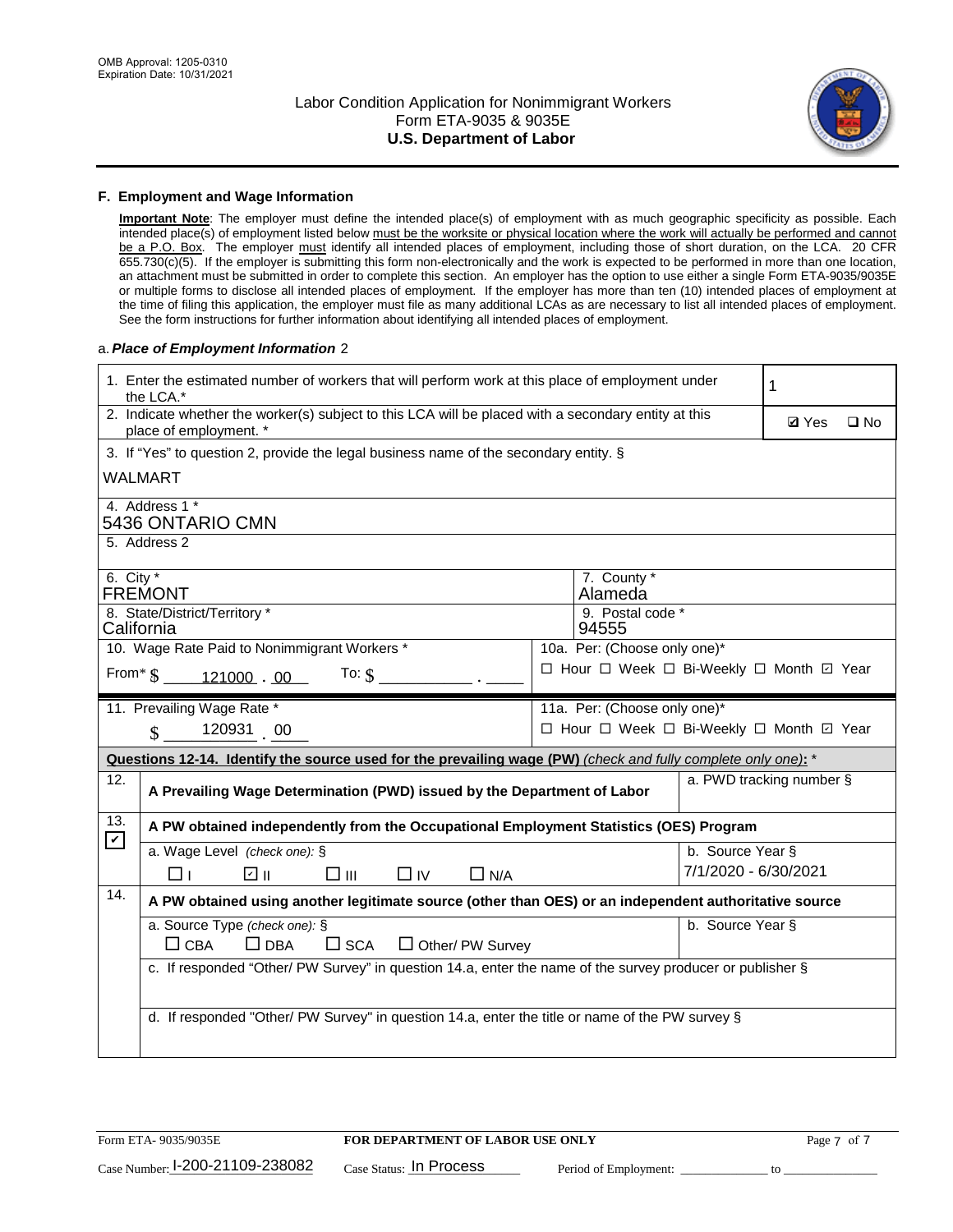OMB Approval: 1205-0310
Expiration Date: 10/31/2021

# Labor Condition Application for Nonimmigrant Workers
## Form ETA-9035 & 9035E
## U.S. Department of Labor

### F. Employment and Wage Information

**Important Note**: The employer must define the intended place(s) of employment with as much geographic specificity as possible. Each intended place(s) of employment listed below must be the worksite or physical location where the work will actually be performed and cannot be a P.O. Box. The employer must identify all intended places of employment, including those of short duration, on the LCA. 20 CFR 655.730(c)(5). If the employer is submitting this form non-electronically and the work is expected to be performed in more than one location, an attachment must be submitted in order to complete this section. An employer has the option to use either a single Form ETA-9035/9035E or multiple forms to disclose all intended places of employment. If the employer has more than ten (10) intended places of employment at the time of filing this application, the employer must file as many additional LCAs as are necessary to list all intended places of employment. See the form instructions for further information about identifying all intended places of employment.

a. *Place of Employment Information* 2

| | |
|---|---|
| 1. Enter the estimated number of workers that will perform work at this place of employment under the LCA.* | 1 |
| 2. Indicate whether the worker(s) subject to this LCA will be placed with a secondary entity at this place of employment. * | ☑ Yes ☐ No |
| 3. If "Yes" to question 2, provide the legal business name of the secondary entity. § WALMART | |
| 4. Address 1 * 5436 ONTARIO CMN | |
| 5. Address 2 | |
| 6. City * FREMONT | 7. County * Alameda |
| 8. State/District/Territory * California | 9. Postal code * 94555 |
| 10. Wage Rate Paid to Nonimmigrant Workers * From* $ 121000 . 00 To: $ ______ . ____ | 10a. Per: (Choose only one)* ☐ Hour ☐ Week ☐ Bi-Weekly ☐ Month ☑ Year |
| 11. Prevailing Wage Rate * $ 120931 . 00 | 11a. Per: (Choose only one)* ☐ Hour ☐ Week ☐ Bi-Weekly ☐ Month ☑ Year |

**Questions 12-14. Identify the source used for the prevailing wage (PW)** *(check and fully complete only one)*: *

| | | |
|---|---|---|
| 12. ☐ | A Prevailing Wage Determination (PWD) issued by the Department of Labor | a. PWD tracking number § |
| 13. ☑ | A PW obtained independently from the Occupational Employment Statistics (OES) Program | |
| | a. Wage Level *(check one)*: § ☐ I ☑ II ☐ III ☐ IV ☐ N/A | b. Source Year § 7/1/2020 - 6/30/2021 |
| 14. ☐ | A PW obtained using another legitimate source (other than OES) or an independent authoritative source | |
| | a. Source Type *(check one)*: § ☐ CBA ☐ DBA ☐ SCA ☐ Other/ PW Survey | b. Source Year § |
| | c. If responded "Other/ PW Survey" in question 14.a, enter the name of the survey producer or publisher § | |
| | d. If responded "Other/ PW Survey" in question 14.a, enter the title or name of the PW survey § | |

Form ETA- 9035/9035E | **FOR DEPARTMENT OF LABOR USE ONLY**

Case Number: I-200-21109-238082 Case Status: In Process Period of Employment: ____________ to ____________